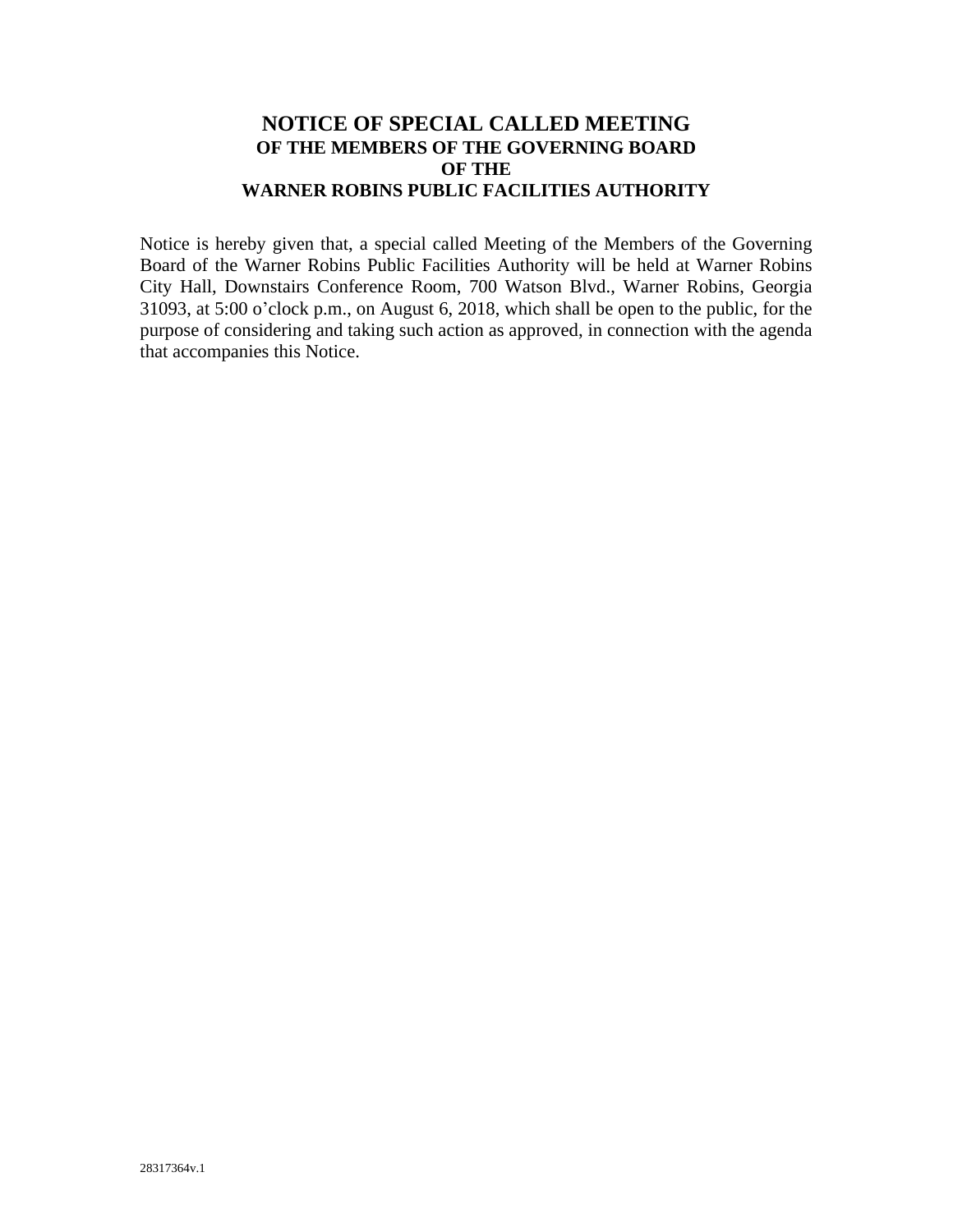# NOTICE OF SPECIAL CALLED MEETING

## OF THE MEMBERS OF THE GOVERNING BOARD OF THE WARNER ROBINS PUBLIC FACILITIES AUTHORITY

Notice is hereby given that, a special called Meeting of the Members of the Governing Board of the Warner Robins Public Facilities Authority will be held at Warner Robins City Hall, Downstairs Conference Room, 700 Watson Blvd., Warner Robins, Georgia 31093, at 5:00 o'clock p.m., on August 6, 2018, which shall be open to the public, for the purpose of considering and taking such action as approved, in connection with the agenda that accompanies this Notice.

28317364v.1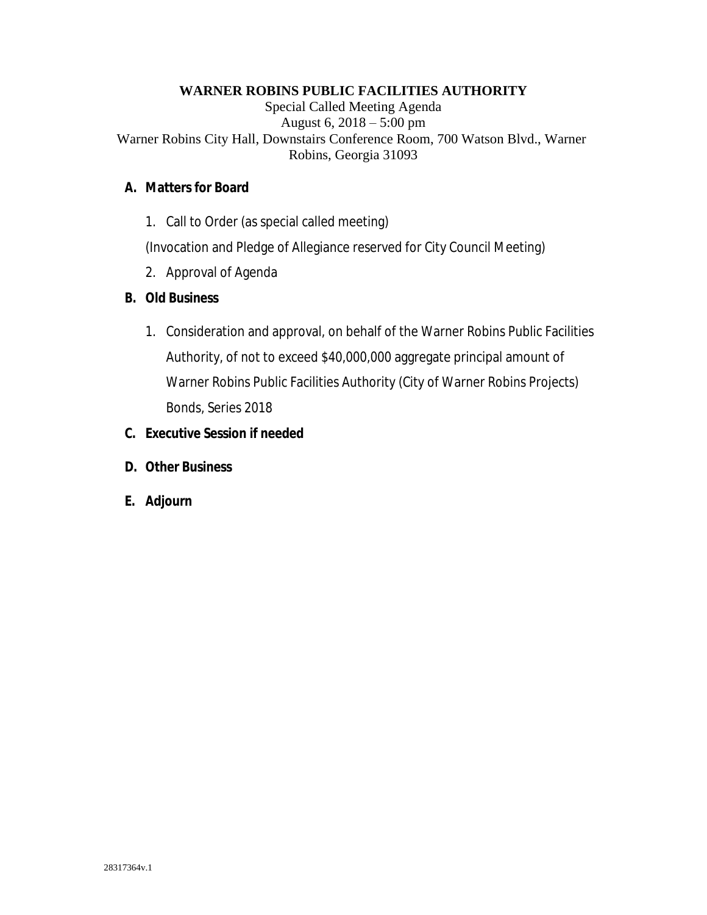# WARNER ROBINS PUBLIC FACILITIES AUTHORITY

Special Called Meeting Agenda
August 6, 2018 – 5:00 pm
Warner Robins City Hall, Downstairs Conference Room, 700 Watson Blvd., Warner Robins, Georgia 31093

**A. Matters for Board**

1. Call to Order (as special called meeting)

   (Invocation and Pledge of Allegiance reserved for City Council Meeting)

2. Approval of Agenda

**B. Old Business**

1. Consideration and approval, on behalf of the Warner Robins Public Facilities Authority, of not to exceed $40,000,000 aggregate principal amount of Warner Robins Public Facilities Authority (City of Warner Robins Projects) Bonds, Series 2018

**C. Executive Session if needed**

**D. Other Business**

**E. Adjourn**

28317364v.1